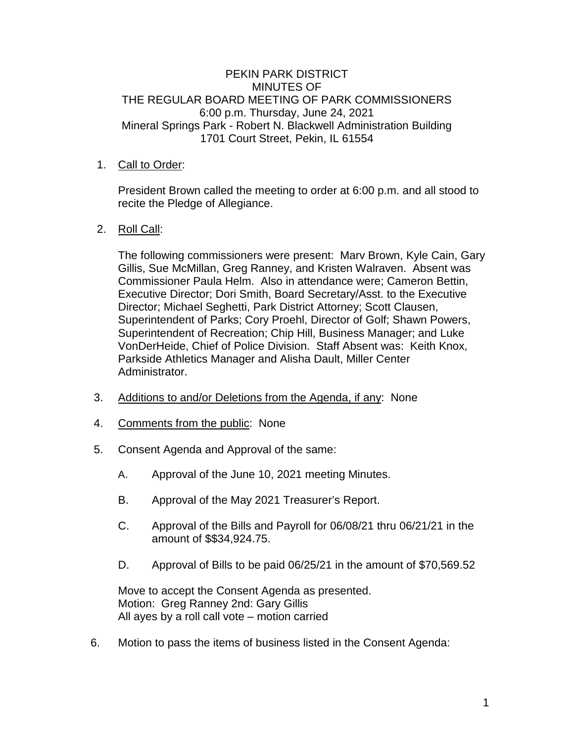# PEKIN PARK DISTRICT
## MINUTES OF
## THE REGULAR BOARD MEETING OF PARK COMMISSIONERS

6:00 p.m. Thursday, June 24, 2021
Mineral Springs Park - Robert N. Blackwell Administration Building
1701 Court Street, Pekin, IL 61554

1. Call to Order:

   President Brown called the meeting to order at 6:00 p.m. and all stood to recite the Pledge of Allegiance.

2. Roll Call:

   The following commissioners were present: Marv Brown, Kyle Cain, Gary Gillis, Sue McMillan, Greg Ranney, and Kristen Walraven. Absent was Commissioner Paula Helm. Also in attendance were; Cameron Bettin, Executive Director; Dori Smith, Board Secretary/Asst. to the Executive Director; Michael Seghetti, Park District Attorney; Scott Clausen, Superintendent of Parks; Cory Proehl, Director of Golf; Shawn Powers, Superintendent of Recreation; Chip Hill, Business Manager; and Luke VonDerHeide, Chief of Police Division. Staff Absent was: Keith Knox, Parkside Athletics Manager and Alisha Dault, Miller Center Administrator.

3. Additions to and/or Deletions from the Agenda, if any: None

4. Comments from the public: None

5. Consent Agenda and Approval of the same:

   A. Approval of the June 10, 2021 meeting Minutes.

   B. Approval of the May 2021 Treasurer's Report.

   C. Approval of the Bills and Payroll for 06/08/21 thru 06/21/21 in the amount of $$34,924.75.

   D. Approval of Bills to be paid 06/25/21 in the amount of $70,569.52

   Move to accept the Consent Agenda as presented.
   Motion: Greg Ranney 2nd: Gary Gillis
   All ayes by a roll call vote – motion carried

6. Motion to pass the items of business listed in the Consent Agenda: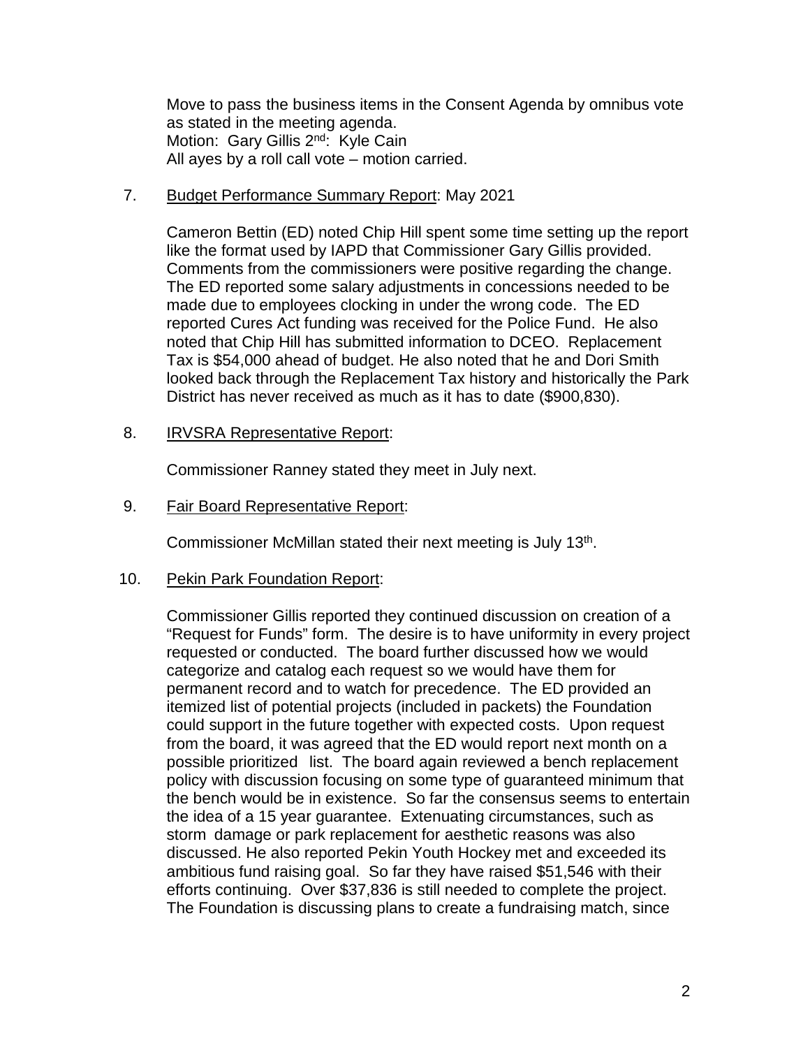Move to pass the business items in the Consent Agenda by omnibus vote as stated in the meeting agenda.
Motion: Gary Gillis 2nd: Kyle Cain
All ayes by a roll call vote – motion carried.

7. Budget Performance Summary Report: May 2021

   Cameron Bettin (ED) noted Chip Hill spent some time setting up the report like the format used by IAPD that Commissioner Gary Gillis provided. Comments from the commissioners were positive regarding the change. The ED reported some salary adjustments in concessions needed to be made due to employees clocking in under the wrong code. The ED reported Cures Act funding was received for the Police Fund. He also noted that Chip Hill has submitted information to DCEO. Replacement Tax is $54,000 ahead of budget. He also noted that he and Dori Smith looked back through the Replacement Tax history and historically the Park District has never received as much as it has to date ($900,830).

8. IRVSRA Representative Report:

   Commissioner Ranney stated they meet in July next.

9. Fair Board Representative Report:

   Commissioner McMillan stated their next meeting is July 13th.

10. Pekin Park Foundation Report:

   Commissioner Gillis reported they continued discussion on creation of a "Request for Funds" form. The desire is to have uniformity in every project requested or conducted. The board further discussed how we would categorize and catalog each request so we would have them for permanent record and to watch for precedence. The ED provided an itemized list of potential projects (included in packets) the Foundation could support in the future together with expected costs. Upon request from the board, it was agreed that the ED would report next month on a possible prioritized list. The board again reviewed a bench replacement policy with discussion focusing on some type of guaranteed minimum that the bench would be in existence. So far the consensus seems to entertain the idea of a 15 year guarantee. Extenuating circumstances, such as storm damage or park replacement for aesthetic reasons was also discussed. He also reported Pekin Youth Hockey met and exceeded its ambitious fund raising goal. So far they have raised $51,546 with their efforts continuing. Over $37,836 is still needed to complete the project. The Foundation is discussing plans to create a fundraising match, since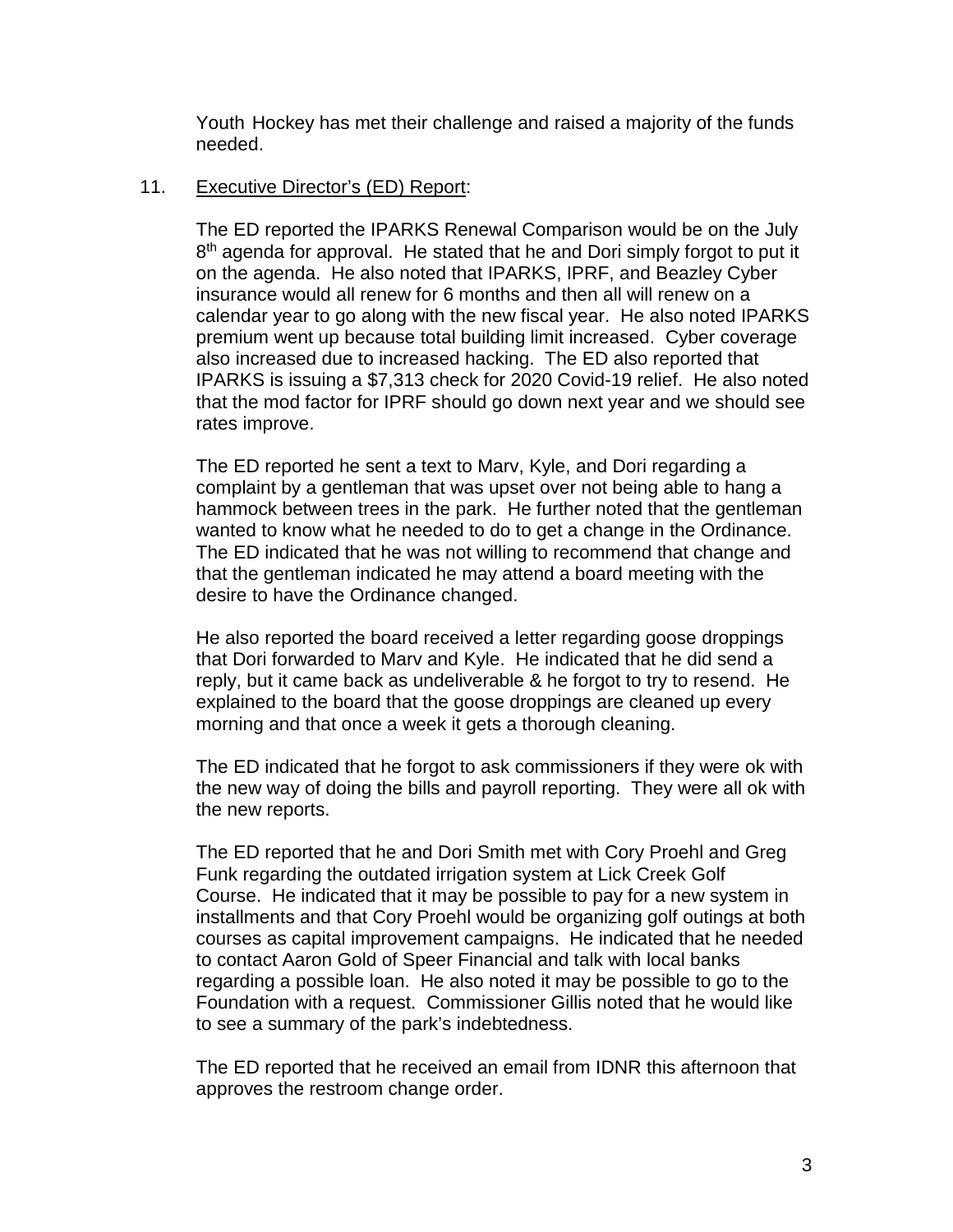Youth Hockey has met their challenge and raised a majority of the funds needed.

11. <u>Executive Director's (ED) Report</u>:

The ED reported the IPARKS Renewal Comparison would be on the July 8th agenda for approval. He stated that he and Dori simply forgot to put it on the agenda. He also noted that IPARKS, IPRF, and Beazley Cyber insurance would all renew for 6 months and then all will renew on a calendar year to go along with the new fiscal year. He also noted IPARKS premium went up because total building limit increased. Cyber coverage also increased due to increased hacking. The ED also reported that IPARKS is issuing a $7,313 check for 2020 Covid-19 relief. He also noted that the mod factor for IPRF should go down next year and we should see rates improve.

The ED reported he sent a text to Marv, Kyle, and Dori regarding a complaint by a gentleman that was upset over not being able to hang a hammock between trees in the park. He further noted that the gentleman wanted to know what he needed to do to get a change in the Ordinance. The ED indicated that he was not willing to recommend that change and that the gentleman indicated he may attend a board meeting with the desire to have the Ordinance changed.

He also reported the board received a letter regarding goose droppings that Dori forwarded to Marv and Kyle. He indicated that he did send a reply, but it came back as undeliverable & he forgot to try to resend. He explained to the board that the goose droppings are cleaned up every morning and that once a week it gets a thorough cleaning.

The ED indicated that he forgot to ask commissioners if they were ok with the new way of doing the bills and payroll reporting. They were all ok with the new reports.

The ED reported that he and Dori Smith met with Cory Proehl and Greg Funk regarding the outdated irrigation system at Lick Creek Golf Course. He indicated that it may be possible to pay for a new system in installments and that Cory Proehl would be organizing golf outings at both courses as capital improvement campaigns. He indicated that he needed to contact Aaron Gold of Speer Financial and talk with local banks regarding a possible loan. He also noted it may be possible to go to the Foundation with a request. Commissioner Gillis noted that he would like to see a summary of the park's indebtedness.

The ED reported that he received an email from IDNR this afternoon that approves the restroom change order.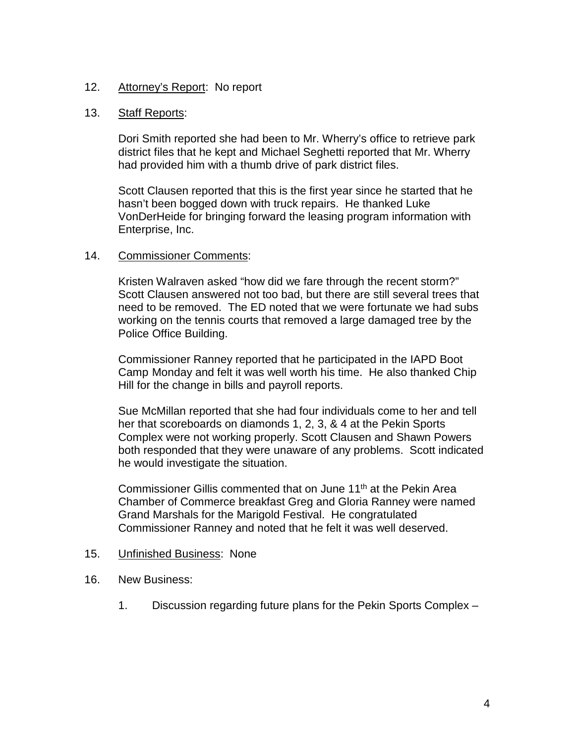12. <u>Attorney's Report</u>: No report

13. <u>Staff Reports</u>:

    Dori Smith reported she had been to Mr. Wherry's office to retrieve park district files that he kept and Michael Seghetti reported that Mr. Wherry had provided him with a thumb drive of park district files.

    Scott Clausen reported that this is the first year since he started that he hasn't been bogged down with truck repairs. He thanked Luke VonDerHeide for bringing forward the leasing program information with Enterprise, Inc.

14. <u>Commissioner Comments</u>:

    Kristen Walraven asked "how did we fare through the recent storm?" Scott Clausen answered not too bad, but there are still several trees that need to be removed. The ED noted that we were fortunate we had subs working on the tennis courts that removed a large damaged tree by the Police Office Building.

    Commissioner Ranney reported that he participated in the IAPD Boot Camp Monday and felt it was well worth his time. He also thanked Chip Hill for the change in bills and payroll reports.

    Sue McMillan reported that she had four individuals come to her and tell her that scoreboards on diamonds 1, 2, 3, & 4 at the Pekin Sports Complex were not working properly. Scott Clausen and Shawn Powers both responded that they were unaware of any problems. Scott indicated he would investigate the situation.

    Commissioner Gillis commented that on June 11th at the Pekin Area Chamber of Commerce breakfast Greg and Gloria Ranney were named Grand Marshals for the Marigold Festival. He congratulated Commissioner Ranney and noted that he felt it was well deserved.

15. <u>Unfinished Business</u>: None

16. New Business:

    1. Discussion regarding future plans for the Pekin Sports Complex –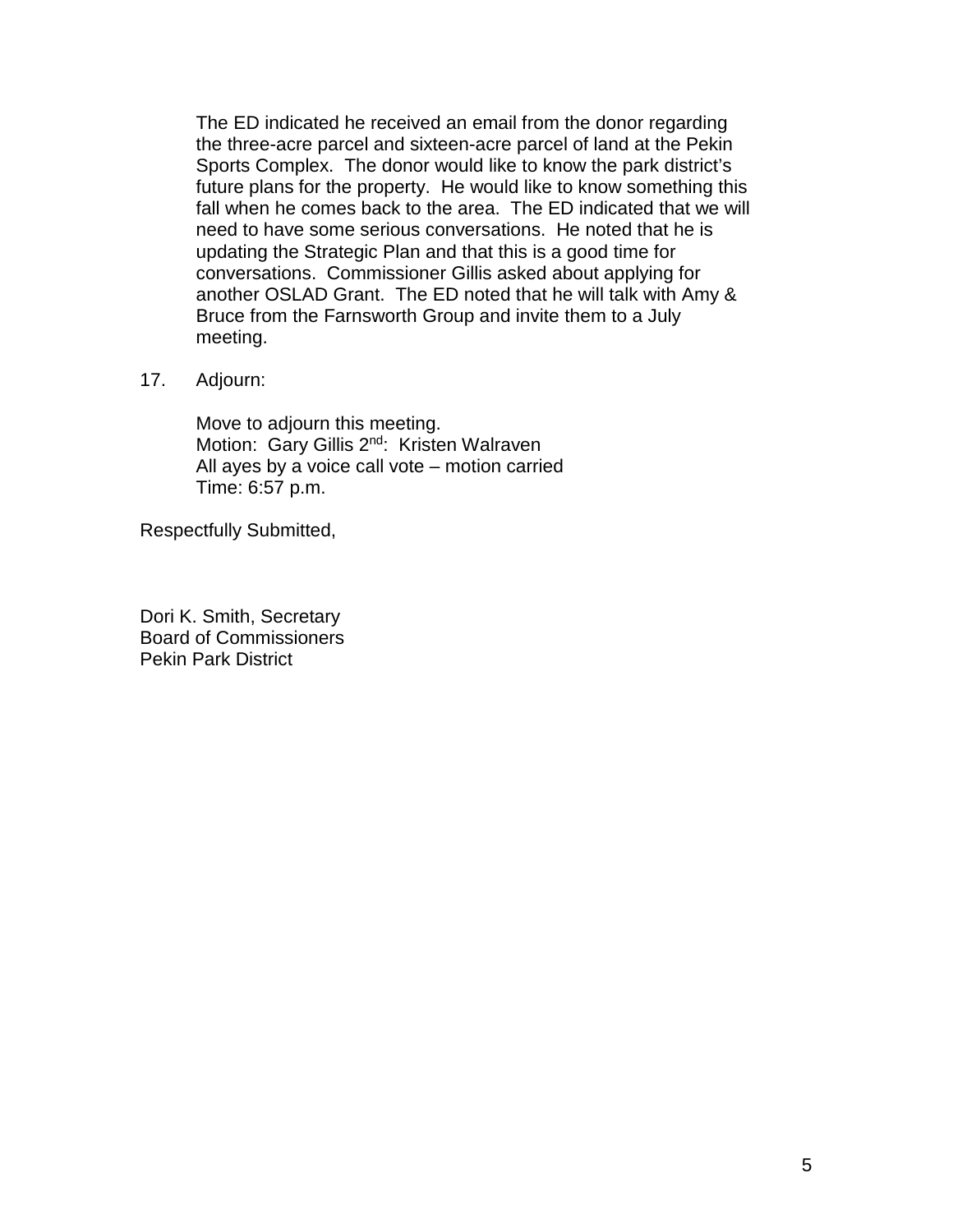The ED indicated he received an email from the donor regarding the three-acre parcel and sixteen-acre parcel of land at the Pekin Sports Complex. The donor would like to know the park district's future plans for the property. He would like to know something this fall when he comes back to the area. The ED indicated that we will need to have some serious conversations. He noted that he is updating the Strategic Plan and that this is a good time for conversations. Commissioner Gillis asked about applying for another OSLAD Grant. The ED noted that he will talk with Amy & Bruce from the Farnsworth Group and invite them to a July meeting.

17. Adjourn:

    Move to adjourn this meeting.
    Motion: Gary Gillis 2nd: Kristen Walraven
    All ayes by a voice call vote – motion carried
    Time: 6:57 p.m.

Respectfully Submitted,

Dori K. Smith, Secretary
Board of Commissioners
Pekin Park District